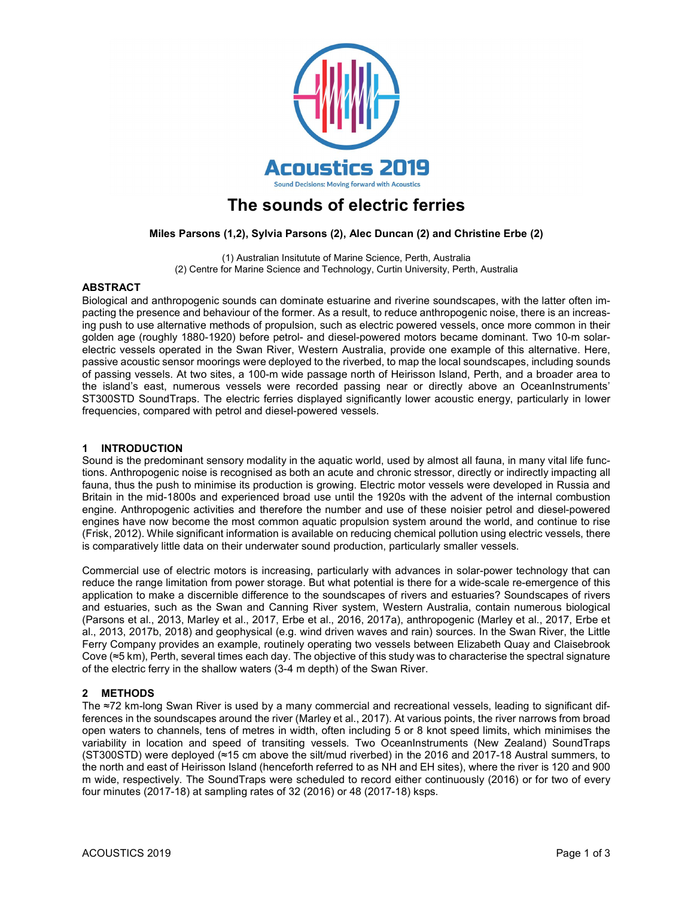# The sounds of electric ferries

**Miles Parsons (1,2), Sylvia Parsons (2), Alec Duncan (2) and Christine Erbe (2)**

(1) Australian Insitutute of Marine Science, Perth, Australia
(2) Centre for Marine Science and Technology, Curtin University, Perth, Australia

## ABSTRACT

Biological and anthropogenic sounds can dominate estuarine and riverine soundscapes, with the latter often impacting the presence and behaviour of the former. As a result, to reduce anthropogenic noise, there is an increasing push to use alternative methods of propulsion, such as electric powered vessels, once more common in their golden age (roughly 1880-1920) before petrol- and diesel-powered motors became dominant. Two 10-m solar-electric vessels operated in the Swan River, Western Australia, provide one example of this alternative. Here, passive acoustic sensor moorings were deployed to the riverbed, to map the local soundscapes, including sounds of passing vessels. At two sites, a 100-m wide passage north of Heirisson Island, Perth, and a broader area to the island's east, numerous vessels were recorded passing near or directly above an OceanInstruments' ST300STD SoundTraps. The electric ferries displayed significantly lower acoustic energy, particularly in lower frequencies, compared with petrol and diesel-powered vessels.

## 1 INTRODUCTION

Sound is the predominant sensory modality in the aquatic world, used by almost all fauna, in many vital life functions. Anthropogenic noise is recognised as both an acute and chronic stressor, directly or indirectly impacting all fauna, thus the push to minimise its production is growing. Electric motor vessels were developed in Russia and Britain in the mid-1800s and experienced broad use until the 1920s with the advent of the internal combustion engine. Anthropogenic activities and therefore the number and use of these noisier petrol and diesel-powered engines have now become the most common aquatic propulsion system around the world, and continue to rise (Frisk, 2012). While significant information is available on reducing chemical pollution using electric vessels, there is comparatively little data on their underwater sound production, particularly smaller vessels.

Commercial use of electric motors is increasing, particularly with advances in solar-power technology that can reduce the range limitation from power storage. But what potential is there for a wide-scale re-emergence of this application to make a discernible difference to the soundscapes of rivers and estuaries? Soundscapes of rivers and estuaries, such as the Swan and Canning River system, Western Australia, contain numerous biological (Parsons et al., 2013, Marley et al., 2017, Erbe et al., 2016, 2017a), anthropogenic (Marley et al., 2017, Erbe et al., 2013, 2017b, 2018) and geophysical (e.g. wind driven waves and rain) sources. In the Swan River, the Little Ferry Company provides an example, routinely operating two vessels between Elizabeth Quay and Claisebrook Cove (≈5 km), Perth, several times each day. The objective of this study was to characterise the spectral signature of the electric ferry in the shallow waters (3-4 m depth) of the Swan River.

## 2 METHODS

The ≈72 km-long Swan River is used by a many commercial and recreational vessels, leading to significant differences in the soundscapes around the river (Marley et al., 2017). At various points, the river narrows from broad open waters to channels, tens of metres in width, often including 5 or 8 knot speed limits, which minimises the variability in location and speed of transiting vessels. Two OceanInstruments (New Zealand) SoundTraps (ST300STD) were deployed (≈15 cm above the silt/mud riverbed) in the 2016 and 2017-18 Austral summers, to the north and east of Heirisson Island (henceforth referred to as NH and EH sites), where the river is 120 and 900 m wide, respectively. The SoundTraps were scheduled to record either continuously (2016) or for two of every four minutes (2017-18) at sampling rates of 32 (2016) or 48 (2017-18) ksps.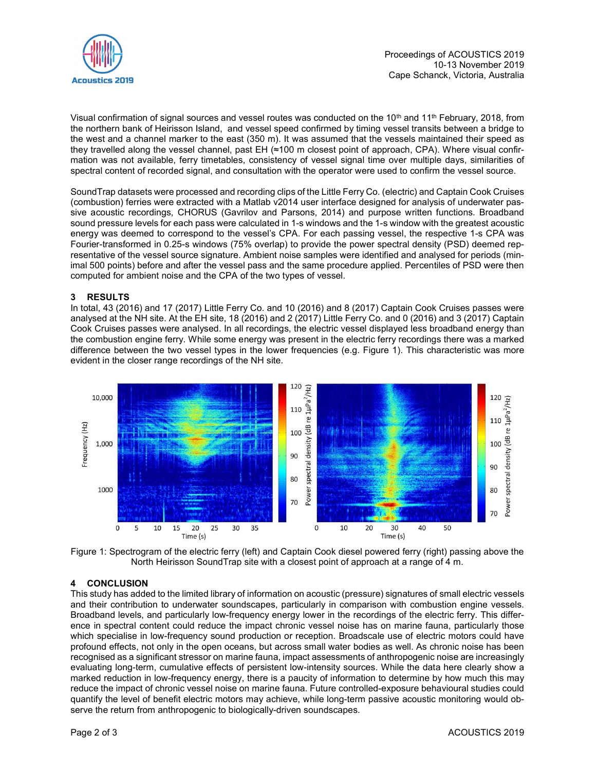Visual confirmation of signal sources and vessel routes was conducted on the 10th and 11th February, 2018, from the northern bank of Heirisson Island, and vessel speed confirmed by timing vessel transits between a bridge to the west and a channel marker to the east (350 m). It was assumed that the vessels maintained their speed as they travelled along the vessel channel, past EH (≈100 m closest point of approach, CPA). Where visual confirmation was not available, ferry timetables, consistency of vessel signal time over multiple days, similarities of spectral content of recorded signal, and consultation with the operator were used to confirm the vessel source.

SoundTrap datasets were processed and recording clips of the Little Ferry Co. (electric) and Captain Cook Cruises (combustion) ferries were extracted with a Matlab v2014 user interface designed for analysis of underwater passive acoustic recordings, CHORUS (Gavrilov and Parsons, 2014) and purpose written functions. Broadband sound pressure levels for each pass were calculated in 1-s windows and the 1-s window with the greatest acoustic energy was deemed to correspond to the vessel's CPA. For each passing vessel, the respective 1-s CPA was Fourier-transformed in 0.25-s windows (75% overlap) to provide the power spectral density (PSD) deemed representative of the vessel source signature. Ambient noise samples were identified and analysed for periods (minimal 500 points) before and after the vessel pass and the same procedure applied. Percentiles of PSD were then computed for ambient noise and the CPA of the two types of vessel.

## 3 RESULTS

In total, 43 (2016) and 17 (2017) Little Ferry Co. and 10 (2016) and 8 (2017) Captain Cook Cruises passes were analysed at the NH site. At the EH site, 18 (2016) and 2 (2017) Little Ferry Co. and 0 (2016) and 3 (2017) Captain Cook Cruises passes were analysed. In all recordings, the electric vessel displayed less broadband energy than the combustion engine ferry. While some energy was present in the electric ferry recordings there was a marked difference between the two vessel types in the lower frequencies (e.g. Figure 1). This characteristic was more evident in the closer range recordings of the NH site.

Figure 1: Spectrogram of the electric ferry (left) and Captain Cook diesel powered ferry (right) passing above the North Heirisson SoundTrap site with a closest point of approach at a range of 4 m.

## 4 CONCLUSION

This study has added to the limited library of information on acoustic (pressure) signatures of small electric vessels and their contribution to underwater soundscapes, particularly in comparison with combustion engine vessels. Broadband levels, and particularly low-frequency energy lower in the recordings of the electric ferry. This difference in spectral content could reduce the impact chronic vessel noise has on marine fauna, particularly those which specialise in low-frequency sound production or reception. Broadscale use of electric motors could have profound effects, not only in the open oceans, but across small water bodies as well. As chronic noise has been recognised as a significant stressor on marine fauna, impact assessments of anthropogenic noise are increasingly evaluating long-term, cumulative effects of persistent low-intensity sources. While the data here clearly show a marked reduction in low-frequency energy, there is a paucity of information to determine by how much this may reduce the impact of chronic vessel noise on marine fauna. Future controlled-exposure behavioural studies could quantify the level of benefit electric motors may achieve, while long-term passive acoustic monitoring would observe the return from anthropogenic to biologically-driven soundscapes.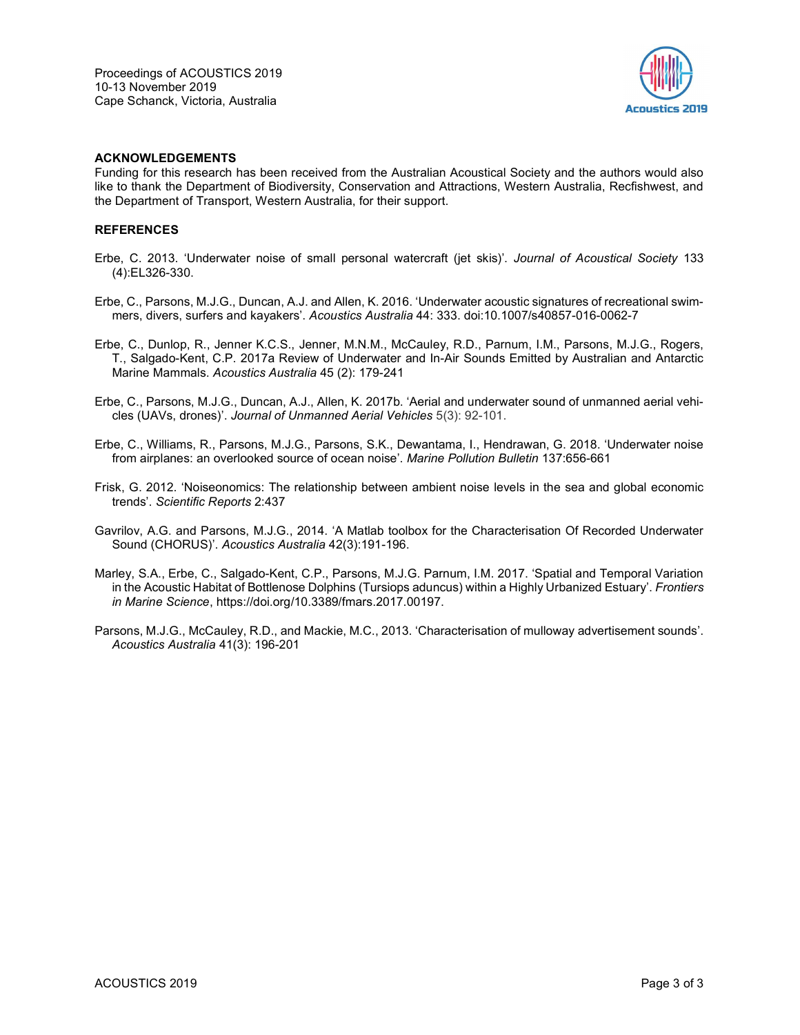## ACKNOWLEDGEMENTS

Funding for this research has been received from the Australian Acoustical Society and the authors would also like to thank the Department of Biodiversity, Conservation and Attractions, Western Australia, Recfishwest, and the Department of Transport, Western Australia, for their support.

## REFERENCES

Erbe, C. 2013. 'Underwater noise of small personal watercraft (jet skis)'. *Journal of Acoustical Society* 133 (4):EL326-330.

Erbe, C., Parsons, M.J.G., Duncan, A.J. and Allen, K. 2016. 'Underwater acoustic signatures of recreational swimmers, divers, surfers and kayakers'. *Acoustics Australia* 44: 333. doi:10.1007/s40857-016-0062-7

Erbe, C., Dunlop, R., Jenner K.C.S., Jenner, M.N.M., McCauley, R.D., Parnum, I.M., Parsons, M.J.G., Rogers, T., Salgado-Kent, C.P. 2017a Review of Underwater and In-Air Sounds Emitted by Australian and Antarctic Marine Mammals. *Acoustics Australia* 45 (2): 179-241

Erbe, C., Parsons, M.J.G., Duncan, A.J., Allen, K. 2017b. 'Aerial and underwater sound of unmanned aerial vehicles (UAVs, drones)'. *Journal of Unmanned Aerial Vehicles* 5(3): 92-101.

Erbe, C., Williams, R., Parsons, M.J.G., Parsons, S.K., Dewantama, I., Hendrawan, G. 2018. 'Underwater noise from airplanes: an overlooked source of ocean noise'. *Marine Pollution Bulletin* 137:656-661

Frisk, G. 2012. 'Noiseonomics: The relationship between ambient noise levels in the sea and global economic trends'. *Scientific Reports* 2:437

Gavrilov, A.G. and Parsons, M.J.G., 2014. 'A Matlab toolbox for the Characterisation Of Recorded Underwater Sound (CHORUS)'. *Acoustics Australia* 42(3):191-196.

Marley, S.A., Erbe, C., Salgado-Kent, C.P., Parsons, M.J.G. Parnum, I.M. 2017. 'Spatial and Temporal Variation in the Acoustic Habitat of Bottlenose Dolphins (Tursiops aduncus) within a Highly Urbanized Estuary'. *Frontiers in Marine Science*, https://doi.org/10.3389/fmars.2017.00197.

Parsons, M.J.G., McCauley, R.D., and Mackie, M.C., 2013. 'Characterisation of mulloway advertisement sounds'. *Acoustics Australia* 41(3): 196-201